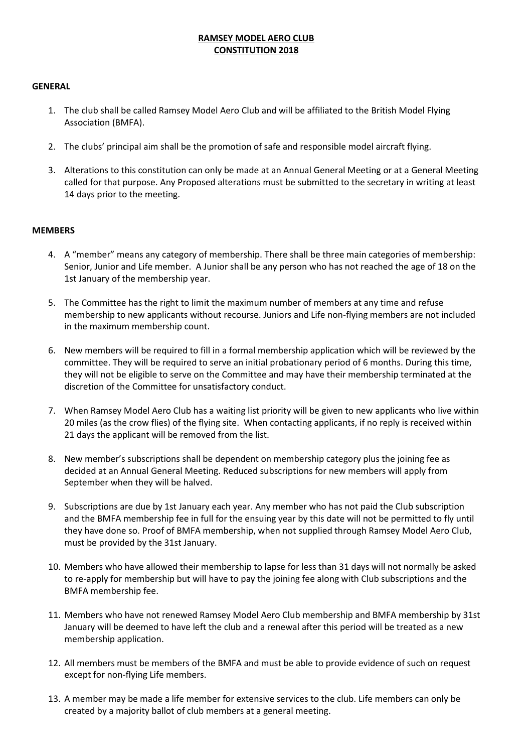# RAMSEY MODEL AERO CLUB
# CONSTITUTION 2018

## GENERAL

1. The club shall be called Ramsey Model Aero Club and will be affiliated to the British Model Flying Association (BMFA).

2. The clubs' principal aim shall be the promotion of safe and responsible model aircraft flying.

3. Alterations to this constitution can only be made at an Annual General Meeting or at a General Meeting called for that purpose. Any Proposed alterations must be submitted to the secretary in writing at least 14 days prior to the meeting.

## MEMBERS

4. A "member" means any category of membership. There shall be three main categories of membership: Senior, Junior and Life member. A Junior shall be any person who has not reached the age of 18 on the 1st January of the membership year.

5. The Committee has the right to limit the maximum number of members at any time and refuse membership to new applicants without recourse. Juniors and Life non-flying members are not included in the maximum membership count.

6. New members will be required to fill in a formal membership application which will be reviewed by the committee. They will be required to serve an initial probationary period of 6 months. During this time, they will not be eligible to serve on the Committee and may have their membership terminated at the discretion of the Committee for unsatisfactory conduct.

7. When Ramsey Model Aero Club has a waiting list priority will be given to new applicants who live within 20 miles (as the crow flies) of the flying site. When contacting applicants, if no reply is received within 21 days the applicant will be removed from the list.

8. New member's subscriptions shall be dependent on membership category plus the joining fee as decided at an Annual General Meeting. Reduced subscriptions for new members will apply from September when they will be halved.

9. Subscriptions are due by 1st January each year. Any member who has not paid the Club subscription and the BMFA membership fee in full for the ensuing year by this date will not be permitted to fly until they have done so. Proof of BMFA membership, when not supplied through Ramsey Model Aero Club, must be provided by the 31st January.

10. Members who have allowed their membership to lapse for less than 31 days will not normally be asked to re-apply for membership but will have to pay the joining fee along with Club subscriptions and the BMFA membership fee.

11. Members who have not renewed Ramsey Model Aero Club membership and BMFA membership by 31st January will be deemed to have left the club and a renewal after this period will be treated as a new membership application.

12. All members must be members of the BMFA and must be able to provide evidence of such on request except for non-flying Life members.

13. A member may be made a life member for extensive services to the club. Life members can only be created by a majority ballot of club members at a general meeting.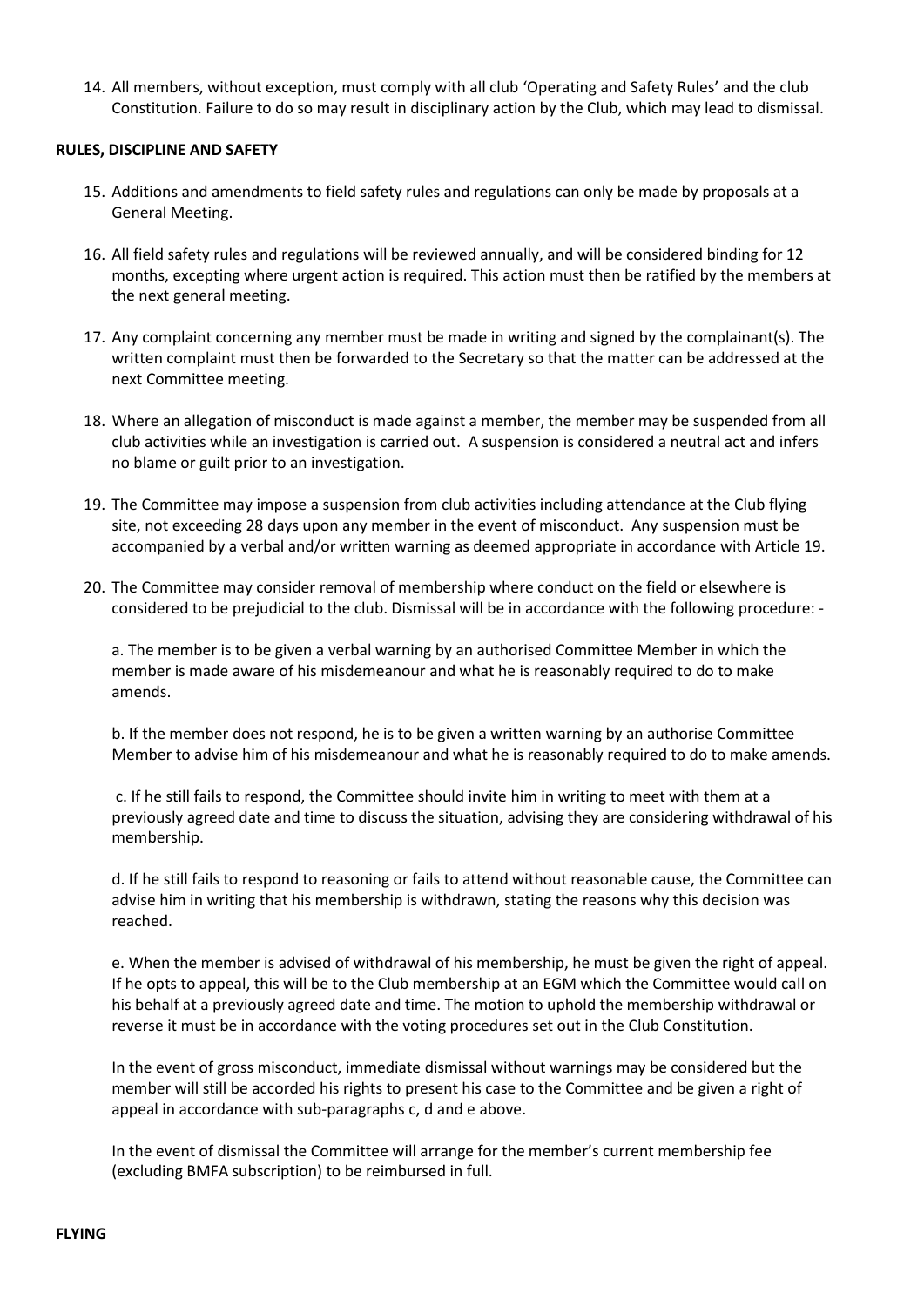14. All members, without exception, must comply with all club 'Operating and Safety Rules' and the club Constitution. Failure to do so may result in disciplinary action by the Club, which may lead to dismissal.

**RULES, DISCIPLINE AND SAFETY**

15. Additions and amendments to field safety rules and regulations can only be made by proposals at a General Meeting.

16. All field safety rules and regulations will be reviewed annually, and will be considered binding for 12 months, excepting where urgent action is required. This action must then be ratified by the members at the next general meeting.

17. Any complaint concerning any member must be made in writing and signed by the complainant(s). The written complaint must then be forwarded to the Secretary so that the matter can be addressed at the next Committee meeting.

18. Where an allegation of misconduct is made against a member, the member may be suspended from all club activities while an investigation is carried out. A suspension is considered a neutral act and infers no blame or guilt prior to an investigation.

19. The Committee may impose a suspension from club activities including attendance at the Club flying site, not exceeding 28 days upon any member in the event of misconduct. Any suspension must be accompanied by a verbal and/or written warning as deemed appropriate in accordance with Article 19.

20. The Committee may consider removal of membership where conduct on the field or elsewhere is considered to be prejudicial to the club. Dismissal will be in accordance with the following procedure: -

    a. The member is to be given a verbal warning by an authorised Committee Member in which the member is made aware of his misdemeanour and what he is reasonably required to do to make amends.

    b. If the member does not respond, he is to be given a written warning by an authorise Committee Member to advise him of his misdemeanour and what he is reasonably required to do to make amends.

    c. If he still fails to respond, the Committee should invite him in writing to meet with them at a previously agreed date and time to discuss the situation, advising they are considering withdrawal of his membership.

    d. If he still fails to respond to reasoning or fails to attend without reasonable cause, the Committee can advise him in writing that his membership is withdrawn, stating the reasons why this decision was reached.

    e. When the member is advised of withdrawal of his membership, he must be given the right of appeal. If he opts to appeal, this will be to the Club membership at an EGM which the Committee would call on his behalf at a previously agreed date and time. The motion to uphold the membership withdrawal or reverse it must be in accordance with the voting procedures set out in the Club Constitution.

    In the event of gross misconduct, immediate dismissal without warnings may be considered but the member will still be accorded his rights to present his case to the Committee and be given a right of appeal in accordance with sub-paragraphs c, d and e above.

    In the event of dismissal the Committee will arrange for the member's current membership fee (excluding BMFA subscription) to be reimbursed in full.

**FLYING**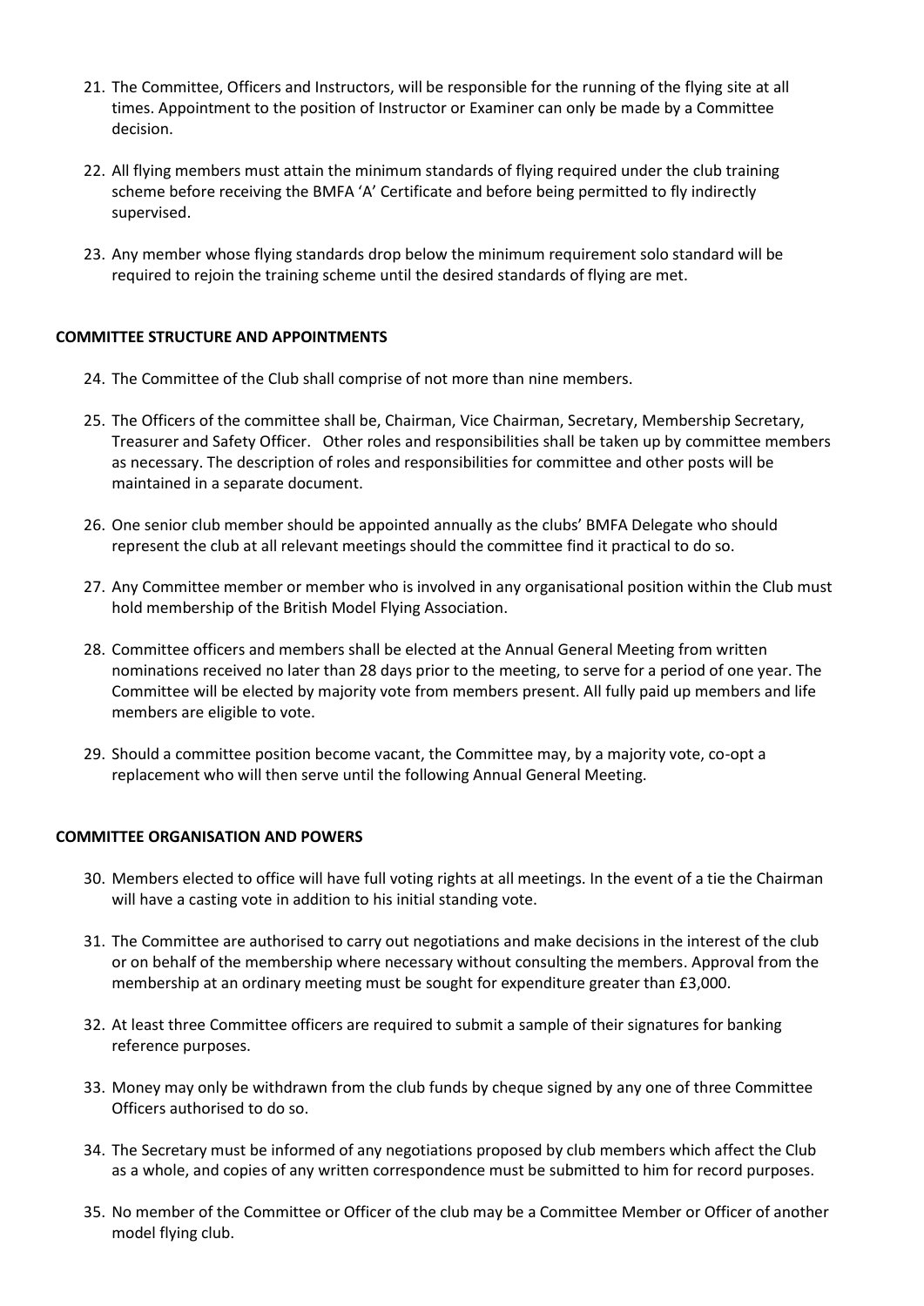21. The Committee, Officers and Instructors, will be responsible for the running of the flying site at all times. Appointment to the position of Instructor or Examiner can only be made by a Committee decision.

22. All flying members must attain the minimum standards of flying required under the club training scheme before receiving the BMFA 'A' Certificate and before being permitted to fly indirectly supervised.

23. Any member whose flying standards drop below the minimum requirement solo standard will be required to rejoin the training scheme until the desired standards of flying are met.

**COMMITTEE STRUCTURE AND APPOINTMENTS**

24. The Committee of the Club shall comprise of not more than nine members.

25. The Officers of the committee shall be, Chairman, Vice Chairman, Secretary, Membership Secretary, Treasurer and Safety Officer. Other roles and responsibilities shall be taken up by committee members as necessary. The description of roles and responsibilities for committee and other posts will be maintained in a separate document.

26. One senior club member should be appointed annually as the clubs' BMFA Delegate who should represent the club at all relevant meetings should the committee find it practical to do so.

27. Any Committee member or member who is involved in any organisational position within the Club must hold membership of the British Model Flying Association.

28. Committee officers and members shall be elected at the Annual General Meeting from written nominations received no later than 28 days prior to the meeting, to serve for a period of one year. The Committee will be elected by majority vote from members present. All fully paid up members and life members are eligible to vote.

29. Should a committee position become vacant, the Committee may, by a majority vote, co-opt a replacement who will then serve until the following Annual General Meeting.

**COMMITTEE ORGANISATION AND POWERS**

30. Members elected to office will have full voting rights at all meetings. In the event of a tie the Chairman will have a casting vote in addition to his initial standing vote.

31. The Committee are authorised to carry out negotiations and make decisions in the interest of the club or on behalf of the membership where necessary without consulting the members. Approval from the membership at an ordinary meeting must be sought for expenditure greater than £3,000.

32. At least three Committee officers are required to submit a sample of their signatures for banking reference purposes.

33. Money may only be withdrawn from the club funds by cheque signed by any one of three Committee Officers authorised to do so.

34. The Secretary must be informed of any negotiations proposed by club members which affect the Club as a whole, and copies of any written correspondence must be submitted to him for record purposes.

35. No member of the Committee or Officer of the club may be a Committee Member or Officer of another model flying club.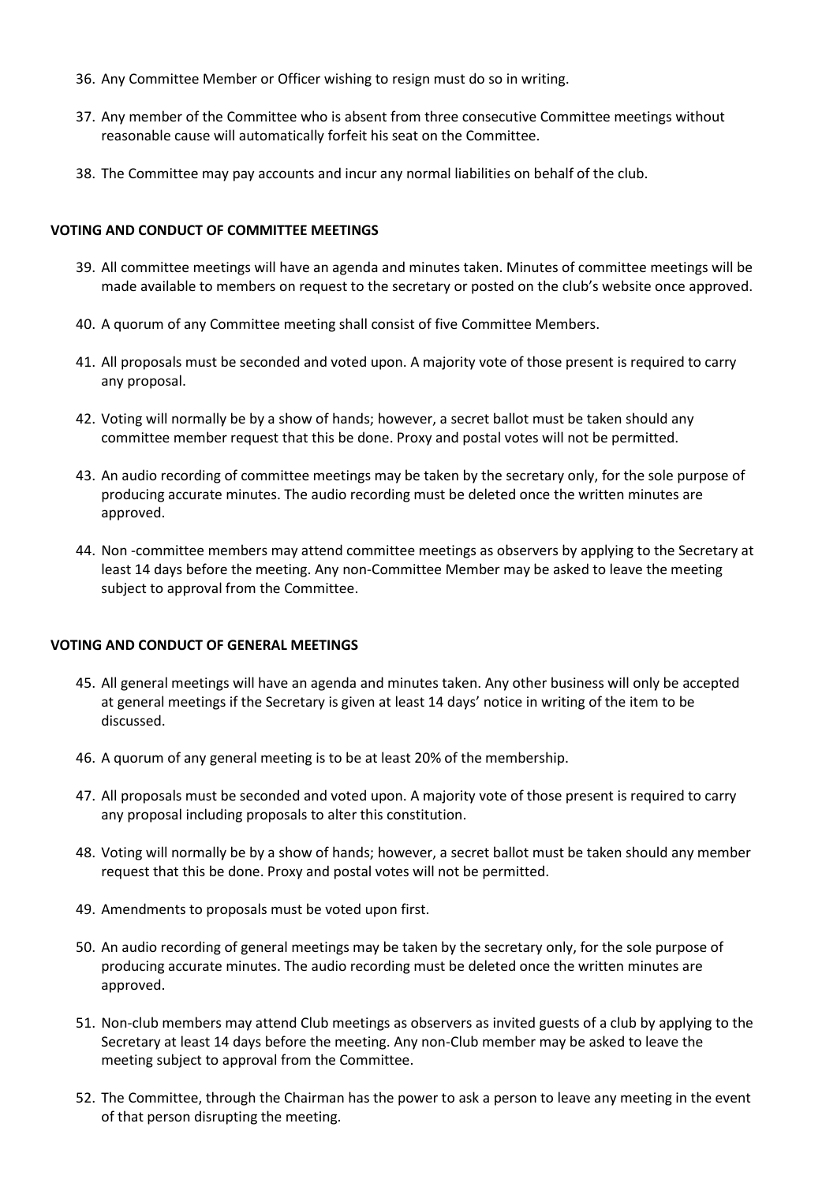36. Any Committee Member or Officer wishing to resign must do so in writing.

37. Any member of the Committee who is absent from three consecutive Committee meetings without reasonable cause will automatically forfeit his seat on the Committee.

38. The Committee may pay accounts and incur any normal liabilities on behalf of the club.

**VOTING AND CONDUCT OF COMMITTEE MEETINGS**

39. All committee meetings will have an agenda and minutes taken. Minutes of committee meetings will be made available to members on request to the secretary or posted on the club's website once approved.

40. A quorum of any Committee meeting shall consist of five Committee Members.

41. All proposals must be seconded and voted upon. A majority vote of those present is required to carry any proposal.

42. Voting will normally be by a show of hands; however, a secret ballot must be taken should any committee member request that this be done. Proxy and postal votes will not be permitted.

43. An audio recording of committee meetings may be taken by the secretary only, for the sole purpose of producing accurate minutes. The audio recording must be deleted once the written minutes are approved.

44. Non -committee members may attend committee meetings as observers by applying to the Secretary at least 14 days before the meeting. Any non-Committee Member may be asked to leave the meeting subject to approval from the Committee.

**VOTING AND CONDUCT OF GENERAL MEETINGS**

45. All general meetings will have an agenda and minutes taken. Any other business will only be accepted at general meetings if the Secretary is given at least 14 days' notice in writing of the item to be discussed.

46. A quorum of any general meeting is to be at least 20% of the membership.

47. All proposals must be seconded and voted upon. A majority vote of those present is required to carry any proposal including proposals to alter this constitution.

48. Voting will normally be by a show of hands; however, a secret ballot must be taken should any member request that this be done. Proxy and postal votes will not be permitted.

49. Amendments to proposals must be voted upon first.

50. An audio recording of general meetings may be taken by the secretary only, for the sole purpose of producing accurate minutes. The audio recording must be deleted once the written minutes are approved.

51. Non-club members may attend Club meetings as observers as invited guests of a club by applying to the Secretary at least 14 days before the meeting. Any non-Club member may be asked to leave the meeting subject to approval from the Committee.

52. The Committee, through the Chairman has the power to ask a person to leave any meeting in the event of that person disrupting the meeting.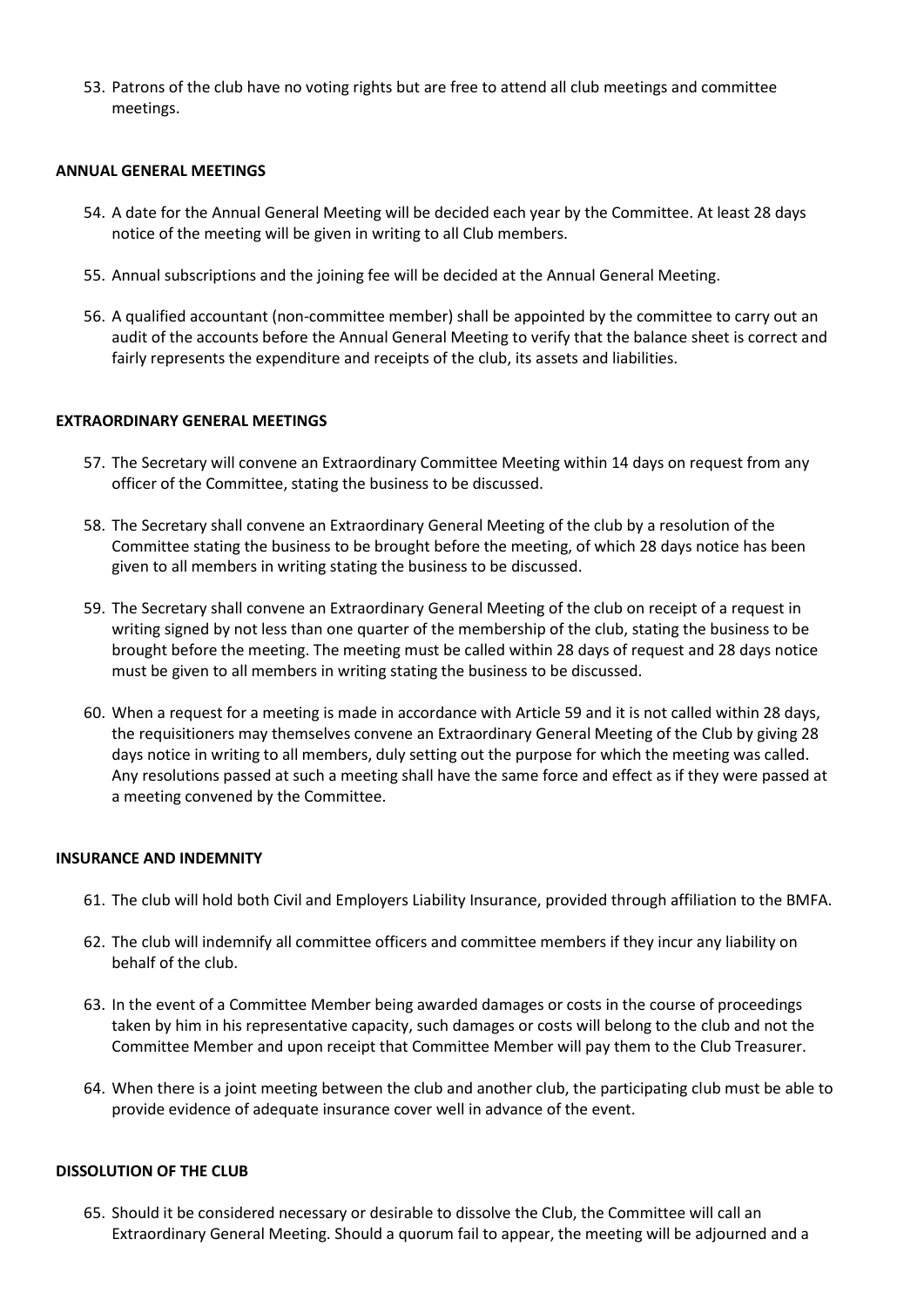53. Patrons of the club have no voting rights but are free to attend all club meetings and committee meetings.

**ANNUAL GENERAL MEETINGS**

54. A date for the Annual General Meeting will be decided each year by the Committee. At least 28 days notice of the meeting will be given in writing to all Club members.

55. Annual subscriptions and the joining fee will be decided at the Annual General Meeting.

56. A qualified accountant (non-committee member) shall be appointed by the committee to carry out an audit of the accounts before the Annual General Meeting to verify that the balance sheet is correct and fairly represents the expenditure and receipts of the club, its assets and liabilities.

**EXTRAORDINARY GENERAL MEETINGS**

57. The Secretary will convene an Extraordinary Committee Meeting within 14 days on request from any officer of the Committee, stating the business to be discussed.

58. The Secretary shall convene an Extraordinary General Meeting of the club by a resolution of the Committee stating the business to be brought before the meeting, of which 28 days notice has been given to all members in writing stating the business to be discussed.

59. The Secretary shall convene an Extraordinary General Meeting of the club on receipt of a request in writing signed by not less than one quarter of the membership of the club, stating the business to be brought before the meeting. The meeting must be called within 28 days of request and 28 days notice must be given to all members in writing stating the business to be discussed.

60. When a request for a meeting is made in accordance with Article 59 and it is not called within 28 days, the requisitioners may themselves convene an Extraordinary General Meeting of the Club by giving 28 days notice in writing to all members, duly setting out the purpose for which the meeting was called. Any resolutions passed at such a meeting shall have the same force and effect as if they were passed at a meeting convened by the Committee.

**INSURANCE AND INDEMNITY**

61. The club will hold both Civil and Employers Liability Insurance, provided through affiliation to the BMFA.

62. The club will indemnify all committee officers and committee members if they incur any liability on behalf of the club.

63. In the event of a Committee Member being awarded damages or costs in the course of proceedings taken by him in his representative capacity, such damages or costs will belong to the club and not the Committee Member and upon receipt that Committee Member will pay them to the Club Treasurer.

64. When there is a joint meeting between the club and another club, the participating club must be able to provide evidence of adequate insurance cover well in advance of the event.

**DISSOLUTION OF THE CLUB**

65. Should it be considered necessary or desirable to dissolve the Club, the Committee will call an Extraordinary General Meeting. Should a quorum fail to appear, the meeting will be adjourned and a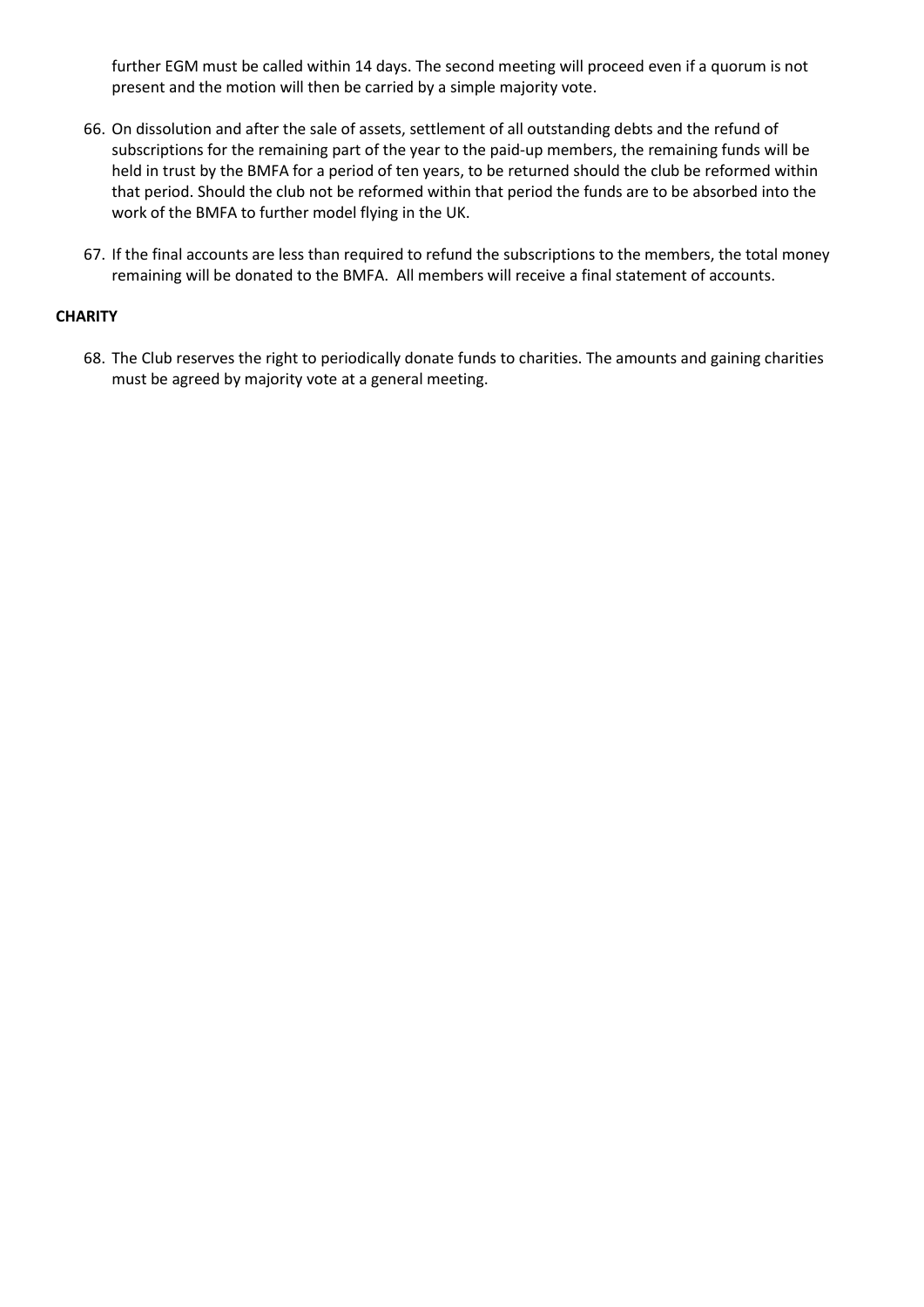further EGM must be called within 14 days. The second meeting will proceed even if a quorum is not present and the motion will then be carried by a simple majority vote.

66. On dissolution and after the sale of assets, settlement of all outstanding debts and the refund of subscriptions for the remaining part of the year to the paid-up members, the remaining funds will be held in trust by the BMFA for a period of ten years, to be returned should the club be reformed within that period. Should the club not be reformed within that period the funds are to be absorbed into the work of the BMFA to further model flying in the UK.

67. If the final accounts are less than required to refund the subscriptions to the members, the total money remaining will be donated to the BMFA. All members will receive a final statement of accounts.

**CHARITY**

68. The Club reserves the right to periodically donate funds to charities. The amounts and gaining charities must be agreed by majority vote at a general meeting.